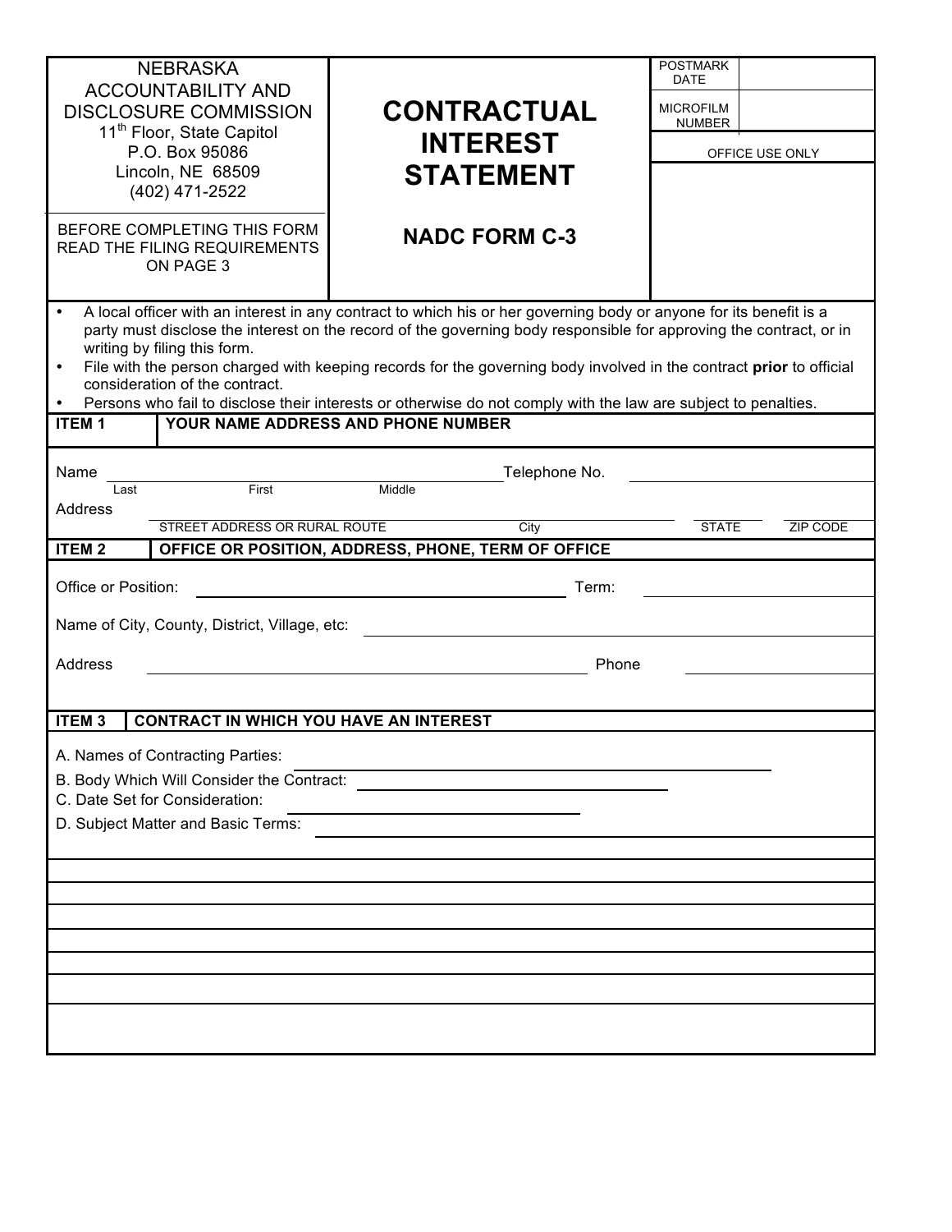NEBRASKA ACCOUNTABILITY AND DISCLOSURE COMMISSION
11th Floor, State Capitol
P.O. Box 95086
Lincoln, NE 68509
(402) 471-2522

BEFORE COMPLETING THIS FORM READ THE FILING REQUIREMENTS ON PAGE 3

# CONTRACTUAL INTEREST STATEMENT

## NADC FORM C-3

| POSTMARK DATE | |
|---|---|
| MICROFILM NUMBER | |
| OFFICE USE ONLY | |

- A local officer with an interest in any contract to which his or her governing body or anyone for its benefit is a party must disclose the interest on the record of the governing body responsible for approving the contract, or in writing by filing this form.
- File with the person charged with keeping records for the governing body involved in the contract **prior** to official consideration of the contract.
- Persons who fail to disclose their interests or otherwise do not comply with the law are subject to penalties.

**ITEM 1 — YOUR NAME ADDRESS AND PHONE NUMBER**

Name ______________________________ Telephone No. ______________
Last First Middle

Address ______________________________________________
STREET ADDRESS OR RURAL ROUTE City STATE ZIP CODE

**ITEM 2 — OFFICE OR POSITION, ADDRESS, PHONE, TERM OF OFFICE**

Office or Position: ______________________ Term: ______________

Name of City, County, District, Village, etc: ______________________

Address ______________________ Phone ______________

**ITEM 3 — CONTRACT IN WHICH YOU HAVE AN INTEREST**

A. Names of Contracting Parties: ______________________

B. Body Which Will Consider the Contract: ______________________

C. Date Set for Consideration: ______________________

D. Subject Matter and Basic Terms: ______________________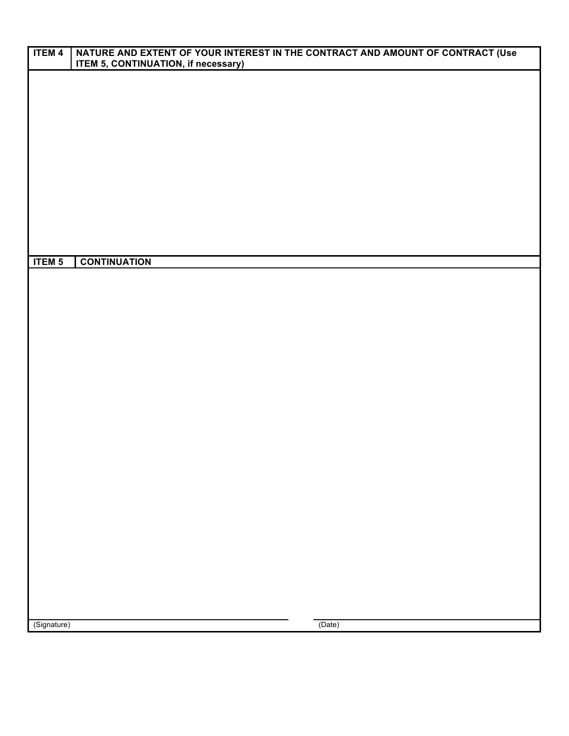| ITEM 4 | NATURE AND EXTENT OF YOUR INTEREST IN THE CONTRACT AND AMOUNT OF CONTRACT (Use ITEM 5, CONTINUATION, if necessary) |
| --- | --- |
| | |

| ITEM 5 | CONTINUATION |
| --- | --- |
| | |

(Signature) (Date)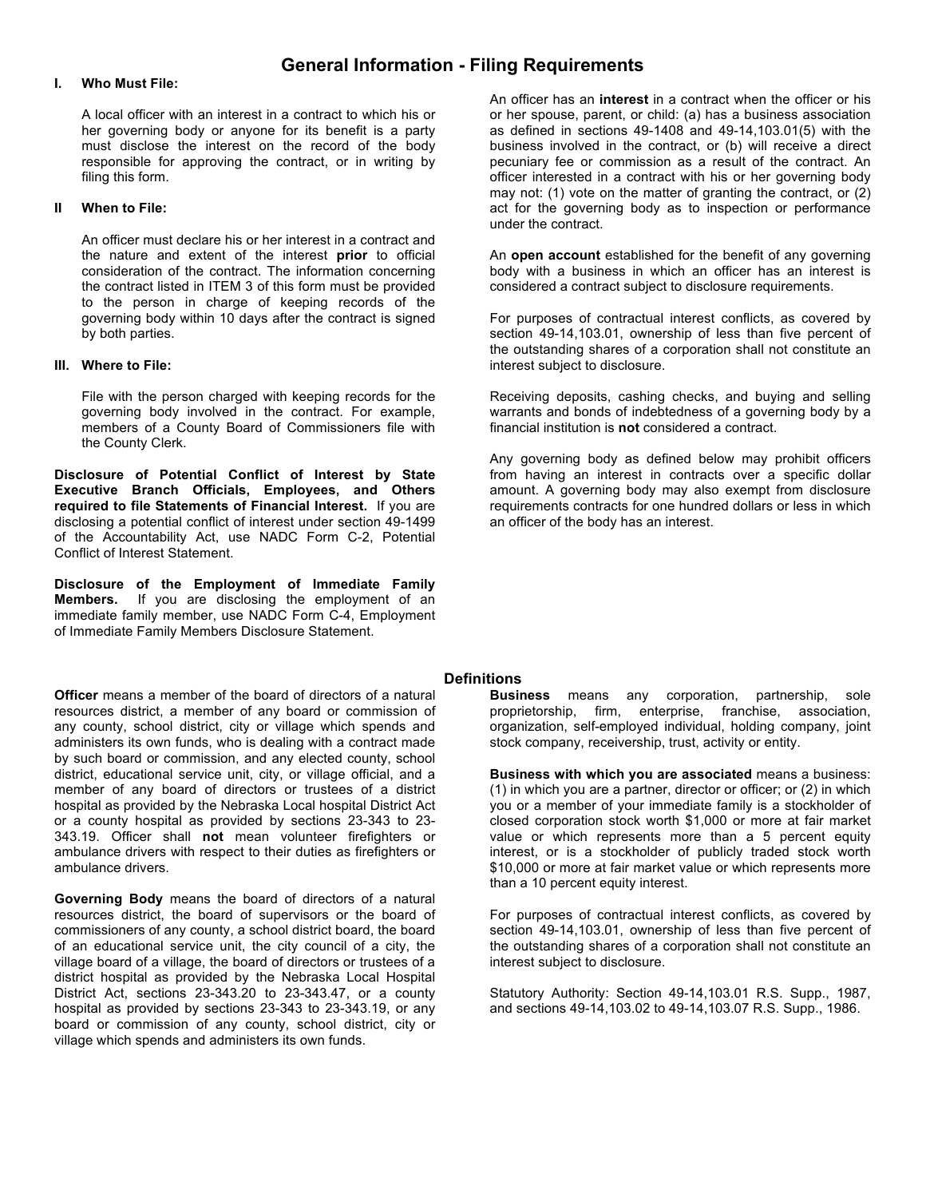# General Information - Filing Requirements

## I. Who Must File:

A local officer with an interest in a contract to which his or her governing body or anyone for its benefit is a party must disclose the interest on the record of the body responsible for approving the contract, or in writing by filing this form.

## II When to File:

An officer must declare his or her interest in a contract and the nature and extent of the interest **prior** to official consideration of the contract. The information concerning the contract listed in ITEM 3 of this form must be provided to the person in charge of keeping records of the governing body within 10 days after the contract is signed by both parties.

## III. Where to File:

File with the person charged with keeping records for the governing body involved in the contract. For example, members of a County Board of Commissioners file with the County Clerk.

**Disclosure of Potential Conflict of Interest by State Executive Branch Officials, Employees, and Others required to file Statements of Financial Interest.** If you are disclosing a potential conflict of interest under section 49-1499 of the Accountability Act, use NADC Form C-2, Potential Conflict of Interest Statement.

**Disclosure of the Employment of Immediate Family Members.** If you are disclosing the employment of an immediate family member, use NADC Form C-4, Employment of Immediate Family Members Disclosure Statement.

An officer has an **interest** in a contract when the officer or his or her spouse, parent, or child: (a) has a business association as defined in sections 49-1408 and 49-14,103.01(5) with the business involved in the contract, or (b) will receive a direct pecuniary fee or commission as a result of the contract. An officer interested in a contract with his or her governing body may not: (1) vote on the matter of granting the contract, or (2) act for the governing body as to inspection or performance under the contract.

An **open account** established for the benefit of any governing body with a business in which an officer has an interest is considered a contract subject to disclosure requirements.

For purposes of contractual interest conflicts, as covered by section 49-14,103.01, ownership of less than five percent of the outstanding shares of a corporation shall not constitute an interest subject to disclosure.

Receiving deposits, cashing checks, and buying and selling warrants and bonds of indebtedness of a governing body by a financial institution is **not** considered a contract.

Any governing body as defined below may prohibit officers from having an interest in contracts over a specific dollar amount. A governing body may also exempt from disclosure requirements contracts for one hundred dollars or less in which an officer of the body has an interest.

## Definitions

**Officer** means a member of the board of directors of a natural resources district, a member of any board or commission of any county, school district, city or village which spends and administers its own funds, who is dealing with a contract made by such board or commission, and any elected county, school district, educational service unit, city, or village official, and a member of any board of directors or trustees of a district hospital as provided by the Nebraska Local hospital District Act or a county hospital as provided by sections 23-343 to 23-343.19. Officer shall **not** mean volunteer firefighters or ambulance drivers with respect to their duties as firefighters or ambulance drivers.

**Governing Body** means the board of directors of a natural resources district, the board of supervisors or the board of commissioners of any county, a school district board, the board of an educational service unit, the city council of a city, the village board of a village, the board of directors or trustees of a district hospital as provided by the Nebraska Local Hospital District Act, sections 23-343.20 to 23-343.47, or a county hospital as provided by sections 23-343 to 23-343.19, or any board or commission of any county, school district, city or village which spends and administers its own funds.

**Business** means any corporation, partnership, sole proprietorship, firm, enterprise, franchise, association, organization, self-employed individual, holding company, joint stock company, receivership, trust, activity or entity.

**Business with which you are associated** means a business: (1) in which you are a partner, director or officer; or (2) in which you or a member of your immediate family is a stockholder of closed corporation stock worth $1,000 or more at fair market value or which represents more than a 5 percent equity interest, or is a stockholder of publicly traded stock worth $10,000 or more at fair market value or which represents more than a 10 percent equity interest.

For purposes of contractual interest conflicts, as covered by section 49-14,103.01, ownership of less than five percent of the outstanding shares of a corporation shall not constitute an interest subject to disclosure.

Statutory Authority: Section 49-14,103.01 R.S. Supp., 1987, and sections 49-14,103.02 to 49-14,103.07 R.S. Supp., 1986.